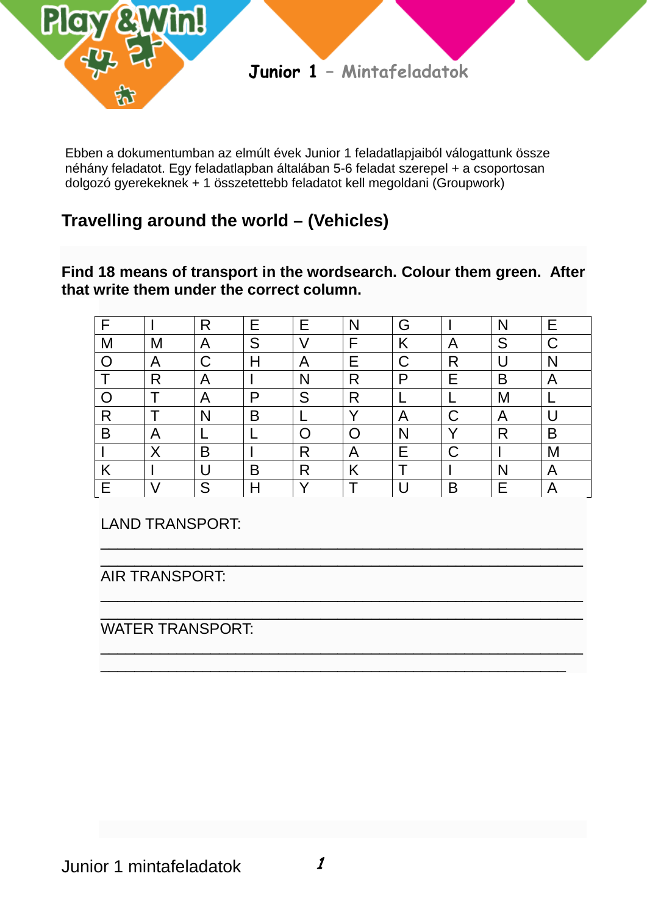# Junior 1 – Mintafeladatok

Ebben a dokumentumban az elmúlt évek Junior 1 feladatlapjaiból válogattunk össze néhány feladatot. Egy feladatlapban általában 5-6 feladat szerepel + a csoportosan dolgozó gyerekeknek + 1 összetettebb feladatot kell megoldani (Groupwork)

## Travelling around the world – (Vehicles)

**Find 18 means of transport in the wordsearch. Colour them green. After that write them under the correct column.**

| F | I | R | E | E | N | G | I | N | E |
|---|---|---|---|---|---|---|---|---|---|
| M | M | A | S | V | F | K | A | S | C |
| O | A | C | H | A | E | C | R | U | N |
| T | R | A | I | N | R | P | E | B | A |
| O | T | A | P | S | R | L | L | M | L |
| R | T | N | B | L | Y | A | C | A | U |
| B | A | L | L | O | O | N | Y | R | B |
| I | X | B | I | R | A | E | C | I | M |
| K | I | U | B | R | K | T | I | N | A |
| E | V | S | H | Y | T | U | B | E | A |

LAND TRANSPORT:

_______________________________________________________

_______________________________________________________

AIR TRANSPORT:

_______________________________________________________

_______________________________________________________

WATER TRANSPORT:

_______________________________________________________

_______________________________________________________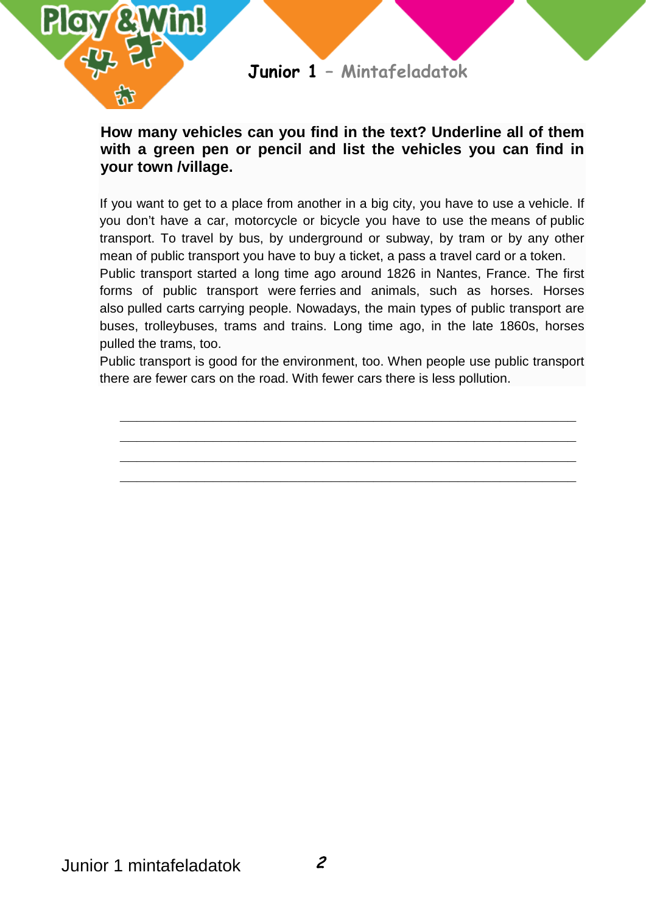**How many vehicles can you find in the text? Underline all of them with a green pen or pencil and list the vehicles you can find in your town /village.**

If you want to get to a place from another in a big city, you have to use a vehicle. If you don't have a car, motorcycle or bicycle you have to use the means of public transport. To travel by bus, by underground or subway, by tram or by any other mean of public transport you have to buy a ticket, a pass a travel card or a token.
Public transport started a long time ago around 1826 in Nantes, France. The first forms of public transport were ferries and animals, such as horses. Horses also pulled carts carrying people. Nowadays, the main types of public transport are buses, trolleybuses, trams and trains. Long time ago, in the late 1860s, horses pulled the trams, too.
Public transport is good for the environment, too. When people use public transport there are fewer cars on the road. With fewer cars there is less pollution.

\_\_\_\_\_\_\_\_\_\_\_\_\_\_\_\_\_\_\_\_\_\_\_\_\_\_\_\_\_\_\_\_\_\_\_\_\_\_\_\_\_\_\_\_\_\_\_\_\_\_\_\_\_\_\_\_\_\_\_\_

\_\_\_\_\_\_\_\_\_\_\_\_\_\_\_\_\_\_\_\_\_\_\_\_\_\_\_\_\_\_\_\_\_\_\_\_\_\_\_\_\_\_\_\_\_\_\_\_\_\_\_\_\_\_\_\_\_\_\_\_

\_\_\_\_\_\_\_\_\_\_\_\_\_\_\_\_\_\_\_\_\_\_\_\_\_\_\_\_\_\_\_\_\_\_\_\_\_\_\_\_\_\_\_\_\_\_\_\_\_\_\_\_\_\_\_\_\_\_\_\_

\_\_\_\_\_\_\_\_\_\_\_\_\_\_\_\_\_\_\_\_\_\_\_\_\_\_\_\_\_\_\_\_\_\_\_\_\_\_\_\_\_\_\_\_\_\_\_\_\_\_\_\_\_\_\_\_\_\_\_\_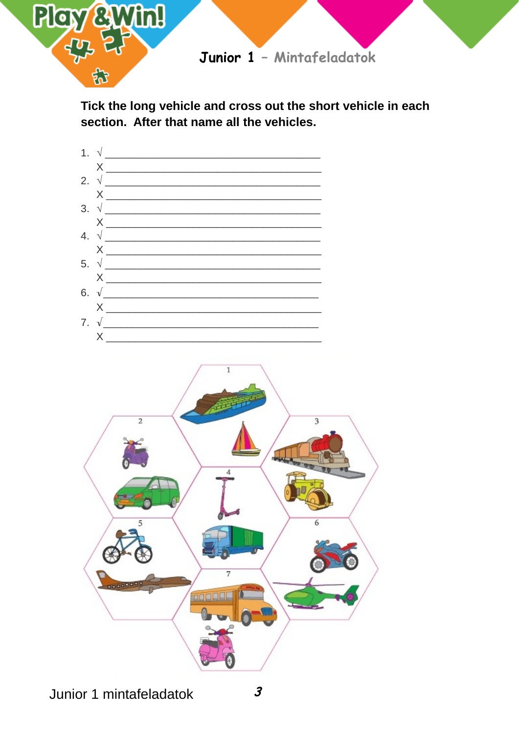Tick the long vehicle and cross out the short vehicle in each section. After that name all the vehicles.

1. √ ________________________________________
   X ________________________________________
2. √ ________________________________________
   X ________________________________________
3. √ ________________________________________
   X ________________________________________
4. √ ________________________________________
   X ________________________________________
5. √ ________________________________________
   X ________________________________________
6. √ ________________________________________
   X ________________________________________
7. √ ________________________________________
   X ________________________________________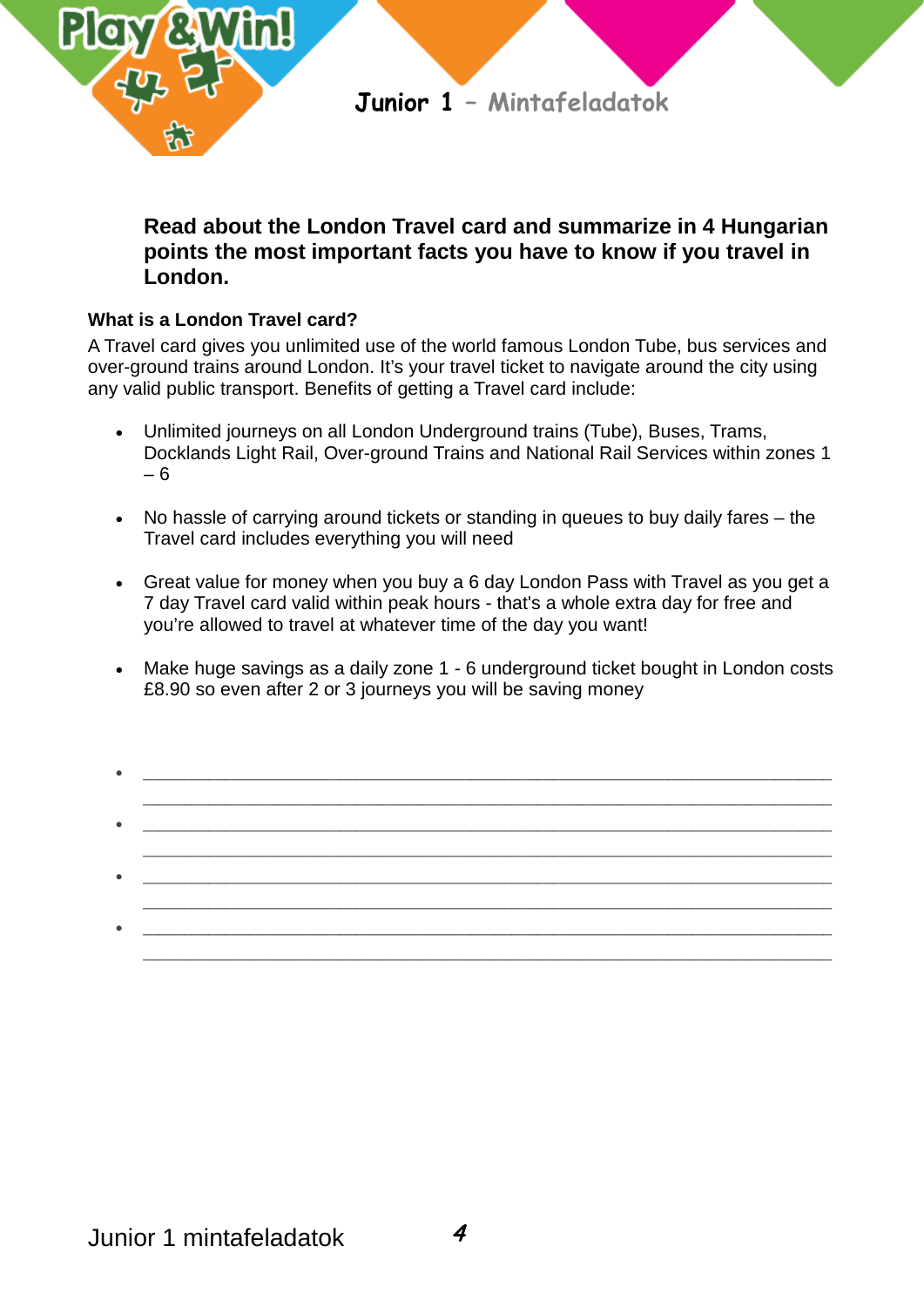**Read about the London Travel card and summarize in 4 Hungarian points the most important facts you have to know if you travel in London.**

**What is a London Travel card?**

A Travel card gives you unlimited use of the world famous London Tube, bus services and over-ground trains around London. It's your travel ticket to navigate around the city using any valid public transport. Benefits of getting a Travel card include:

- Unlimited journeys on all London Underground trains (Tube), Buses, Trams, Docklands Light Rail, Over-ground Trains and National Rail Services within zones 1 – 6
- No hassle of carrying around tickets or standing in queues to buy daily fares – the Travel card includes everything you will need
- Great value for money when you buy a 6 day London Pass with Travel as you get a 7 day Travel card valid within peak hours - that's a whole extra day for free and you're allowed to travel at whatever time of the day you want!
- Make huge savings as a daily zone 1 - 6 underground ticket bought in London costs £8.90 so even after 2 or 3 journeys you will be saving money

- ____________________________________________________________
  ____________________________________________________________
- ____________________________________________________________
  ____________________________________________________________
- ____________________________________________________________
  ____________________________________________________________
- ____________________________________________________________
  ____________________________________________________________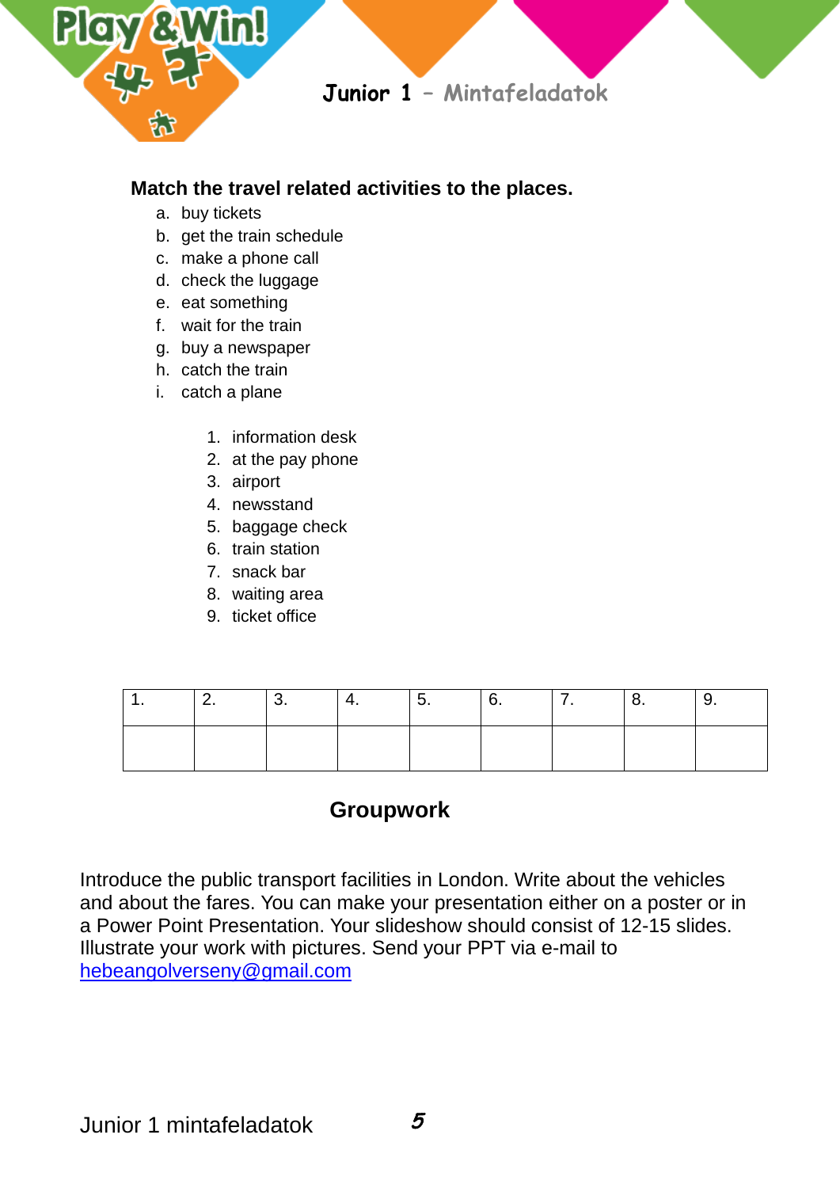**Match the travel related activities to the places.**

a. buy tickets
b. get the train schedule
c. make a phone call
d. check the luggage
e. eat something
f. wait for the train
g. buy a newspaper
h. catch the train
i. catch a plane

1. information desk
2. at the pay phone
3. airport
4. newsstand
5. baggage check
6. train station
7. snack bar
8. waiting area
9. ticket office

| 1. | 2. | 3. | 4. | 5. | 6. | 7. | 8. | 9. |
|---|---|---|---|---|---|---|---|---|
| | | | | | | | | |

## Groupwork

Introduce the public transport facilities in London. Write about the vehicles and about the fares. You can make your presentation either on a poster or in a Power Point Presentation. Your slideshow should consist of 12-15 slides. Illustrate your work with pictures. Send your PPT via e-mail to hebeangolverseny@gmail.com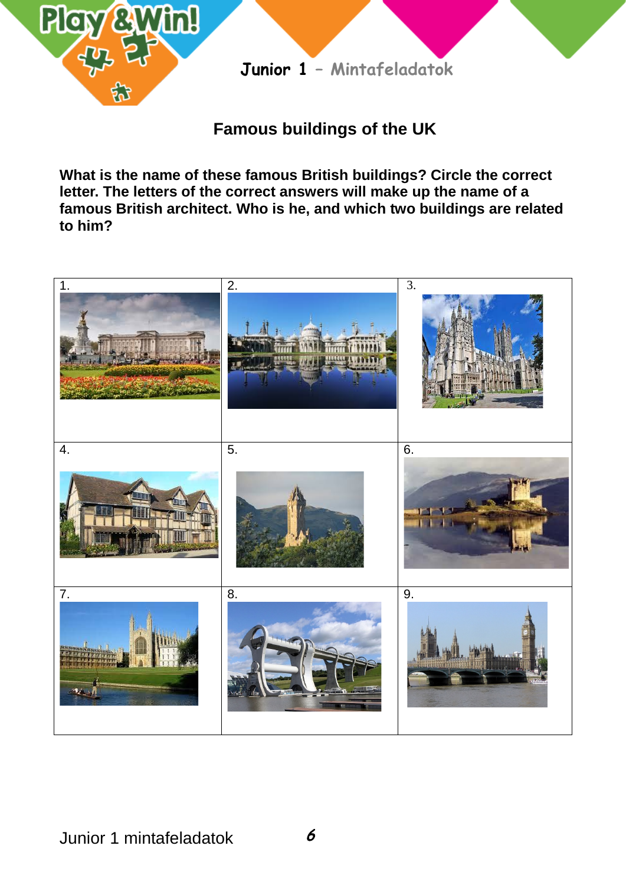Junior 1 – Mintafeladatok

## Famous buildings of the UK

**What is the name of these famous British buildings? Circle the correct letter. The letters of the correct answers will make up the name of a famous British architect. Who is he, and which two buildings are related to him?**

| 1. | 2. | 3. |
|---|---|---|
| 4. | 5. | 6. |
| 7. | 8. | 9. |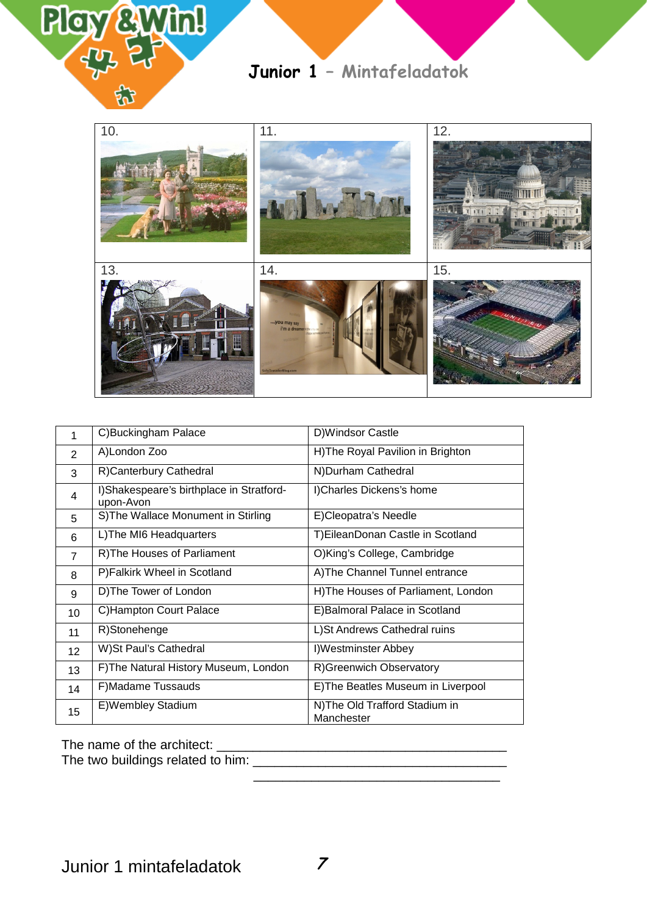| 10. | 11. | 12. |
|---|---|---|
| 13. | 14. | 15. |

| 1 | C)Buckingham Palace | D)Windsor Castle |
|---|---|---|
| 2 | A)London Zoo | H)The Royal Pavilion in Brighton |
| 3 | R)Canterbury Cathedral | N)Durham Cathedral |
| 4 | I)Shakespeare's birthplace in Stratford-upon-Avon | I)Charles Dickens's home |
| 5 | S)The Wallace Monument in Stirling | E)Cleopatra's Needle |
| 6 | L)The MI6 Headquarters | T)EileanDonan Castle in Scotland |
| 7 | R)The Houses of Parliament | O)King's College, Cambridge |
| 8 | P)Falkirk Wheel in Scotland | A)The Channel Tunnel entrance |
| 9 | D)The Tower of London | H)The Houses of Parliament, London |
| 10 | C)Hampton Court Palace | E)Balmoral Palace in Scotland |
| 11 | R)Stonehenge | L)St Andrews Cathedral ruins |
| 12 | W)St Paul's Cathedral | I)Westminster Abbey |
| 13 | F)The Natural History Museum, London | R)Greenwich Observatory |
| 14 | F)Madame Tussauds | E)The Beatles Museum in Liverpool |
| 15 | E)Wembley Stadium | N)The Old Trafford Stadium in Manchester |

The name of the architect: _______________________________________

The two buildings related to him: __________________________________

__________________________________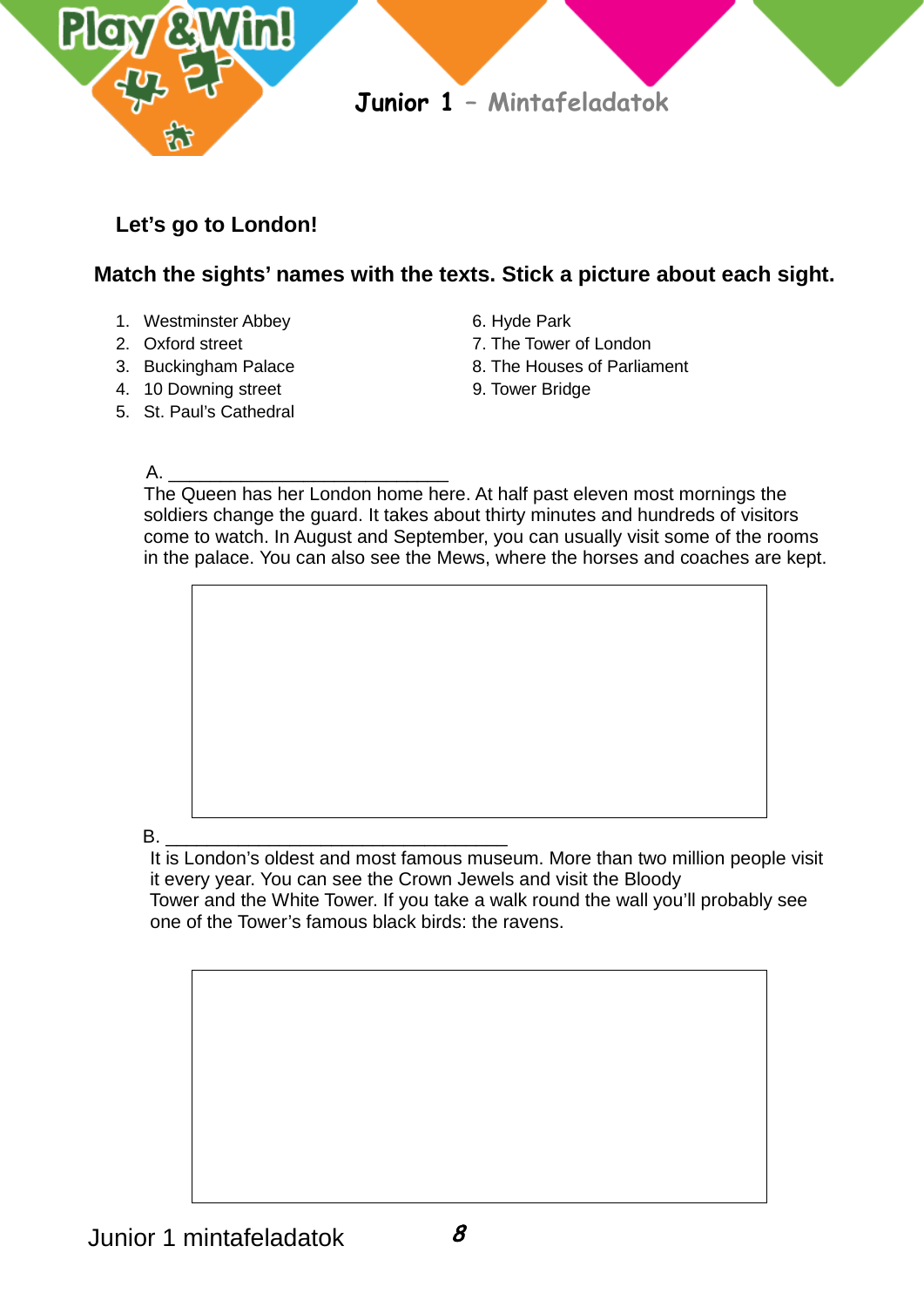## Let's go to London!

**Match the sights' names with the texts. Stick a picture about each sight.**

1. Westminster Abbey
2. Oxford street
3. Buckingham Palace
4. 10 Downing street
5. St. Paul's Cathedral
6. Hyde Park
7. The Tower of London
8. The Houses of Parliament
9. Tower Bridge

A. ____________________________

The Queen has her London home here. At half past eleven most mornings the soldiers change the guard. It takes about thirty minutes and hundreds of visitors come to watch. In August and September, you can usually visit some of the rooms in the palace. You can also see the Mews, where the horses and coaches are kept.

B. ____________________________________

It is London's oldest and most famous museum. More than two million people visit it every year. You can see the Crown Jewels and visit the Bloody Tower and the White Tower. If you take a walk round the wall you'll probably see one of the Tower's famous black birds: the ravens.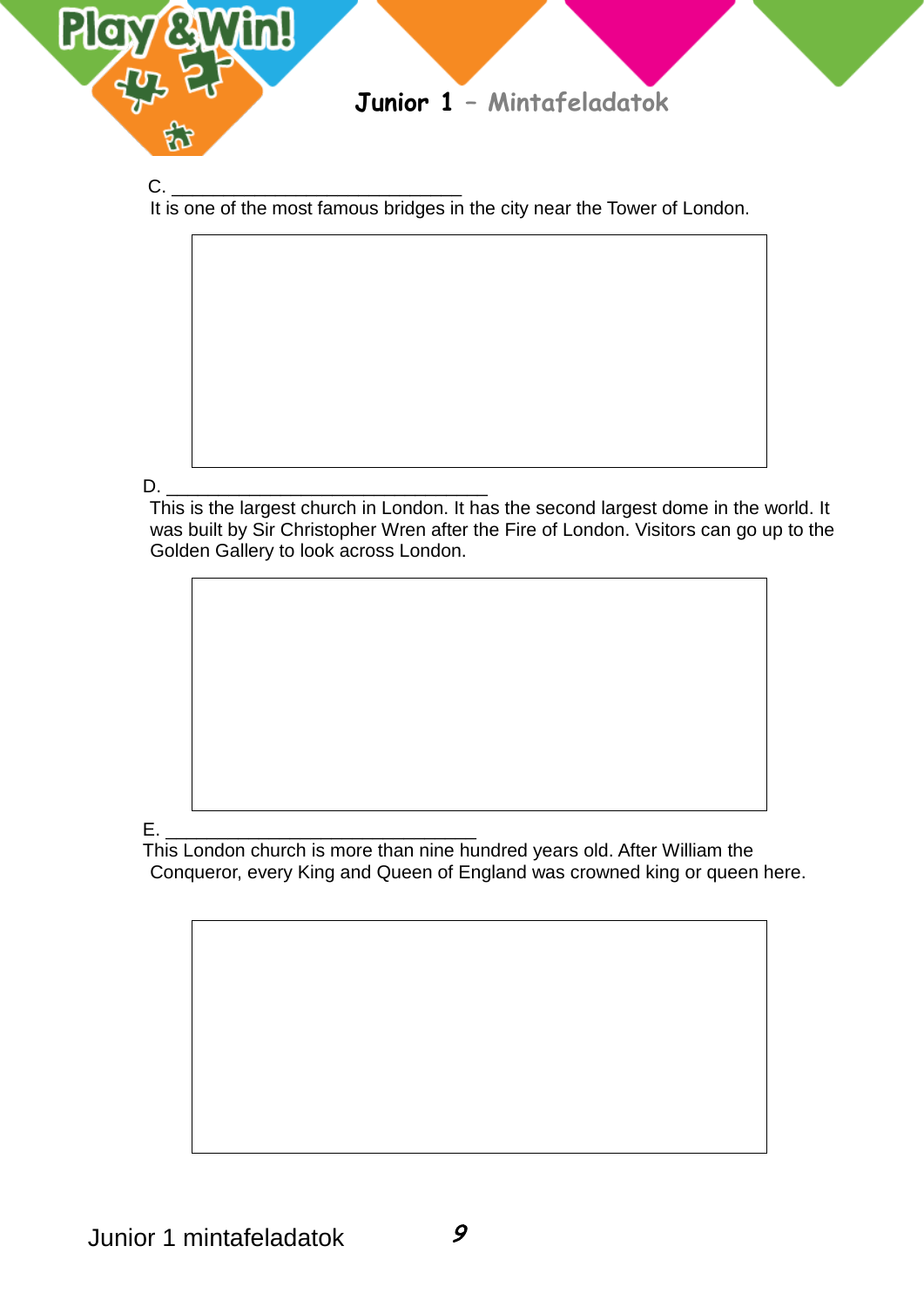C. ____________________________

It is one of the most famous bridges in the city near the Tower of London.

D. ______________________________

This is the largest church in London. It has the second largest dome in the world. It was built by Sir Christopher Wren after the Fire of London. Visitors can go up to the Golden Gallery to look across London.

E. ______________________________

This London church is more than nine hundred years old. After William the Conqueror, every King and Queen of England was crowned king or queen here.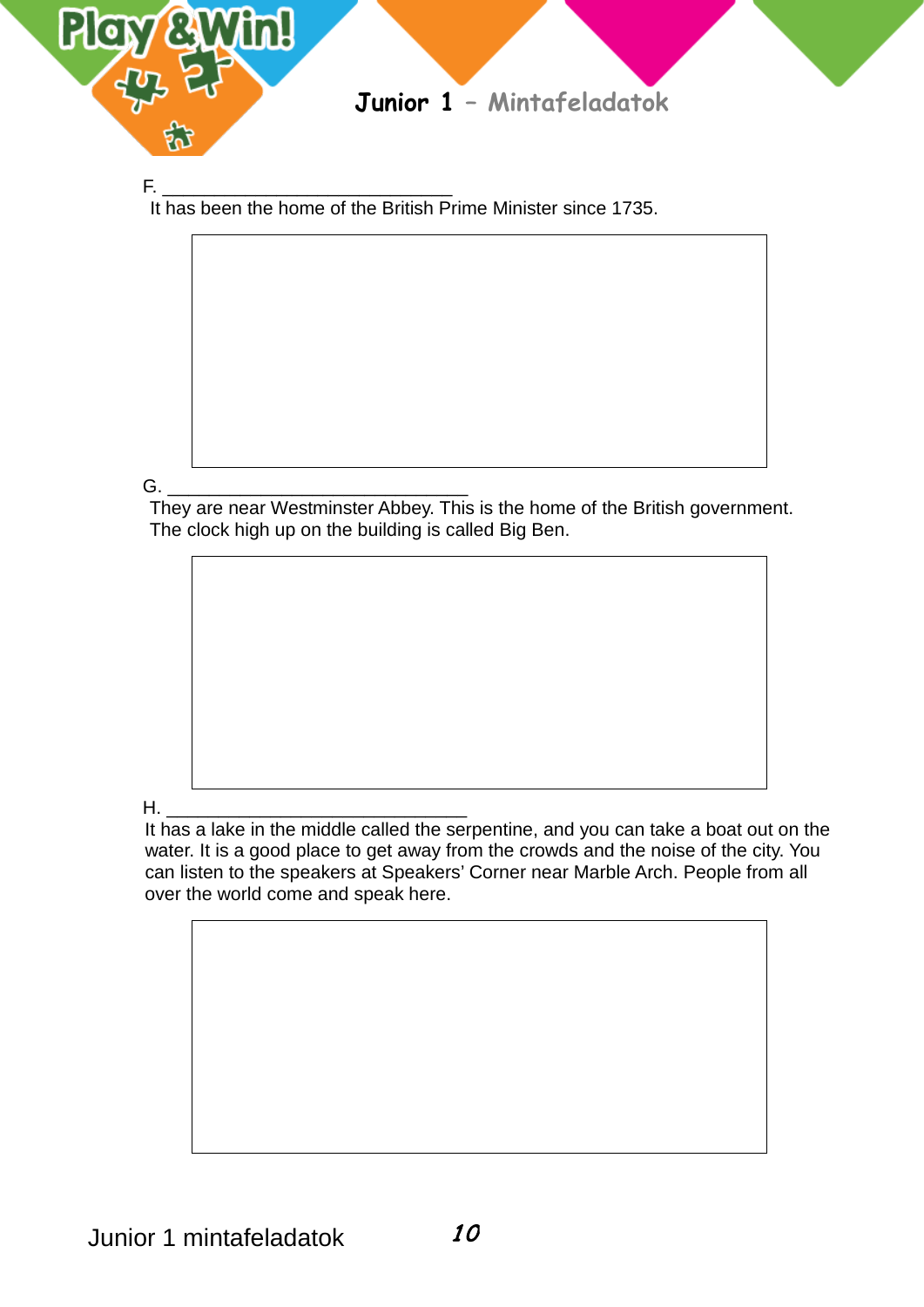F. ______________________________

It has been the home of the British Prime Minister since 1735.

G. ______________________________

They are near Westminster Abbey. This is the home of the British government. The clock high up on the building is called Big Ben.

H. ______________________________

It has a lake in the middle called the serpentine, and you can take a boat out on the water. It is a good place to get away from the crowds and the noise of the city. You can listen to the speakers at Speakers' Corner near Marble Arch. People from all over the world come and speak here.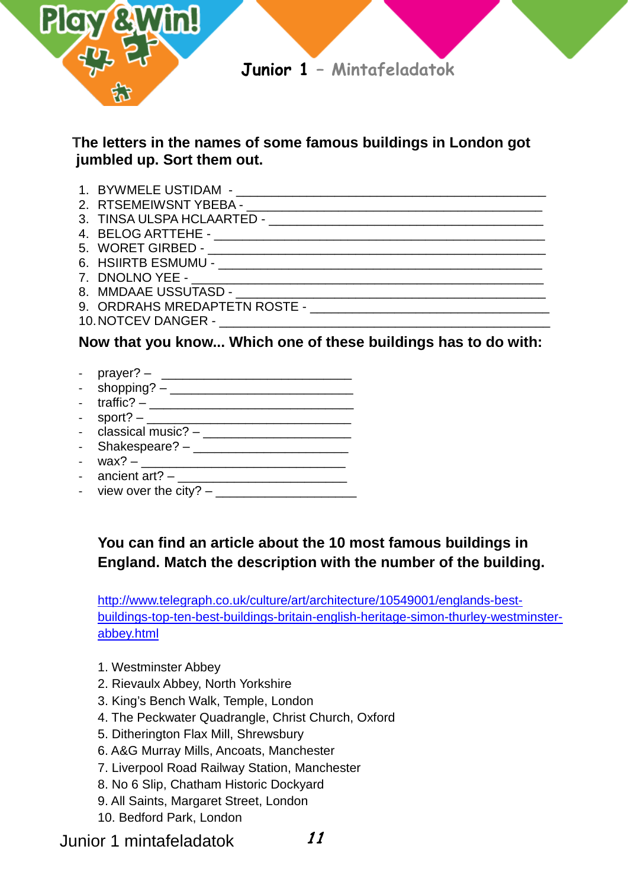**Junior 1** – Mintafeladatok

**The letters in the names of some famous buildings in London got jumbled up. Sort them out.**

1. BYWMELE USTIDAM - ___________________________________________
2. RTSEMEIWSNT YBEBA - ________________________________________
3. TINSA ULSPA HCLAARTED - _____________________________________
4. BELOG ARTTEHE - ____________________________________________
5. WORET GIRBED - _____________________________________________
6. HSIIRTB ESMUMU - ___________________________________________
7. DNOLNO YEE - _______________________________________________
8. MMDAAE USSUTASD - __________________________________________
9. ORDRAHS MREDAPTETN ROSTE - _________________________________
10. NOTCEV DANGER - ___________________________________________

**Now that you know... Which one of these buildings has to do with:**

- prayer? – __________________________
- shopping? – _________________________
- traffic? – ___________________________
- sport? – ____________________________
- classical music? – ____________________
- Shakespeare? – _____________________
- wax? – _____________________________
- ancient art? – ________________________
- view over the city? – ___________________

**You can find an article about the 10 most famous buildings in England. Match the description with the number of the building.**

http://www.telegraph.co.uk/culture/art/architecture/10549001/englands-best-buildings-top-ten-best-buildings-britain-english-heritage-simon-thurley-westminster-abbey.html

1. Westminster Abbey
2. Rievaulx Abbey, North Yorkshire
3. King's Bench Walk, Temple, London
4. The Peckwater Quadrangle, Christ Church, Oxford
5. Ditherington Flax Mill, Shrewsbury
6. A&G Murray Mills, Ancoats, Manchester
7. Liverpool Road Railway Station, Manchester
8. No 6 Slip, Chatham Historic Dockyard
9. All Saints, Margaret Street, London
10. Bedford Park, London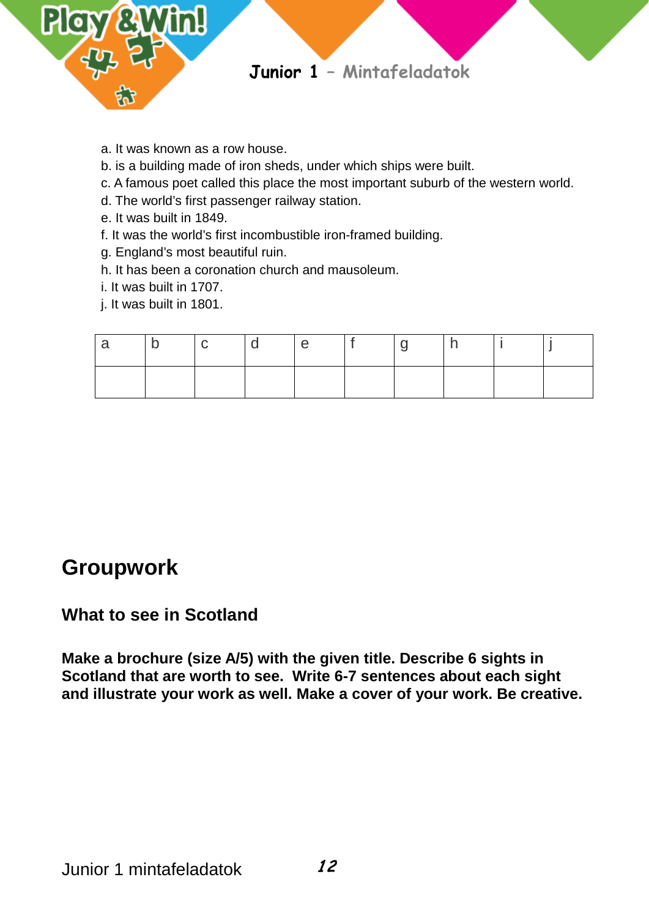a. It was known as a row house.
b. is a building made of iron sheds, under which ships were built.
c. A famous poet called this place the most important suburb of the western world.
d. The world's first passenger railway station.
e. It was built in 1849.
f. It was the world's first incombustible iron-framed building.
g. England's most beautiful ruin.
h. It has been a coronation church and mausoleum.
i. It was built in 1707.
j. It was built in 1801.

| a | b | c | d | e | f | g | h | i | j |
|---|---|---|---|---|---|---|---|---|---|
| | | | | | | | | | |

# Groupwork

## What to see in Scotland

**Make a brochure (size A/5) with the given title. Describe 6 sights in Scotland that are worth to see. Write 6-7 sentences about each sight and illustrate your work as well. Make a cover of your work. Be creative.**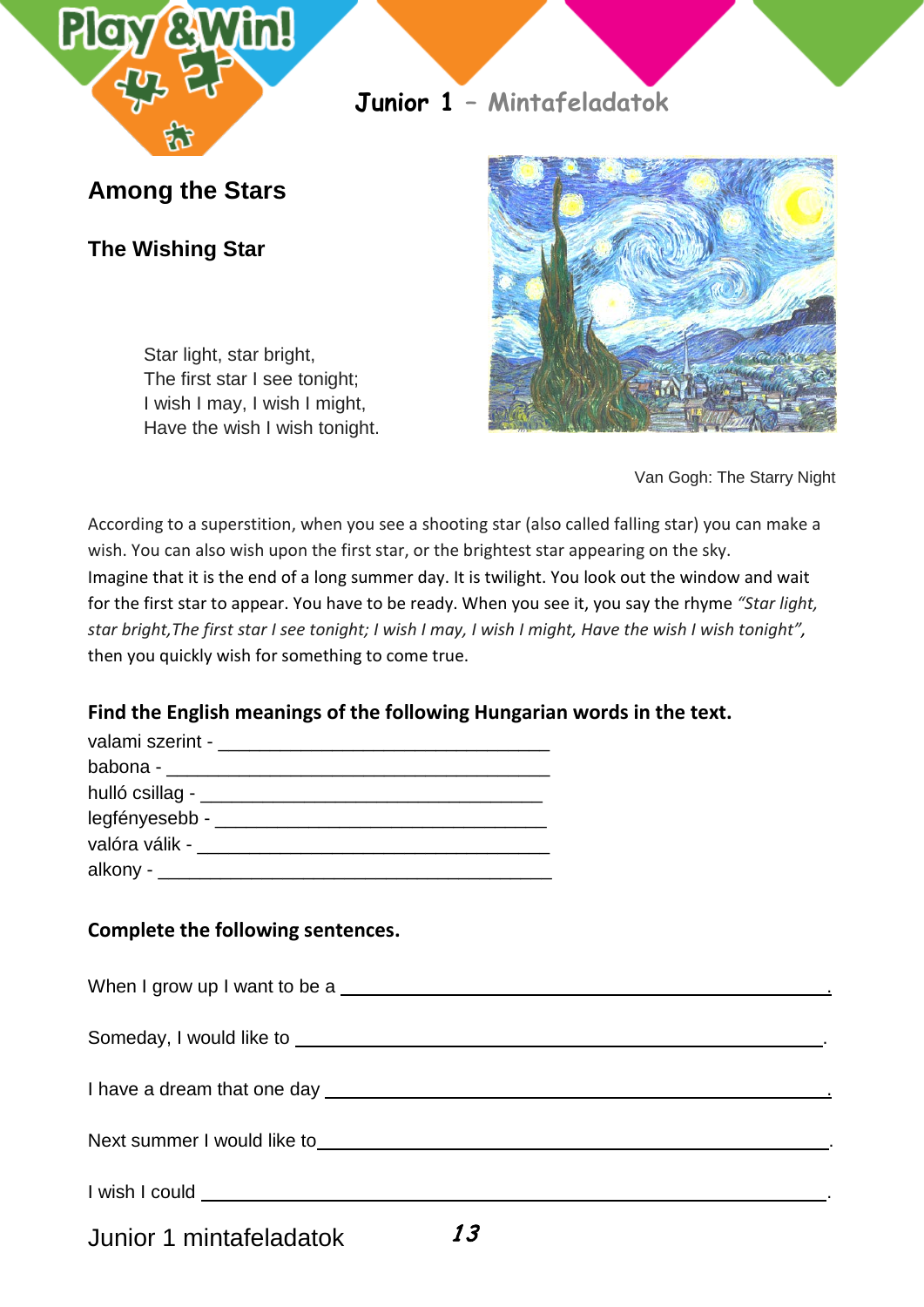# Among the Stars

## The Wishing Star

Star light, star bright,  
The first star I see tonight;  
I wish I may, I wish I might,  
Have the wish I wish tonight.

Van Gogh: The Starry Night

According to a superstition, when you see a shooting star (also called falling star) you can make a wish. You can also wish upon the first star, or the brightest star appearing on the sky.
Imagine that it is the end of a long summer day. It is twilight. You look out the window and wait for the first star to appear. You have to be ready. When you see it, you say the rhyme *"Star light, star bright,The first star I see tonight; I wish I may, I wish I might, Have the wish I wish tonight",* then you quickly wish for something to come true.

**Find the English meanings of the following Hungarian words in the text.**

valami szerint - ________________________________

babona - ____________________________________

hulló csillag - ________________________________

legfényesebb - _______________________________

valóra válik - _________________________________

alkony - _____________________________________

**Complete the following sentences.**

When I grow up I want to be a ______________________________________________.

Someday, I would like to ________________________________________________.

I have a dream that one day ______________________________________________.

Next summer I would like to______________________________________________.

I wish I could ________________________________________________________.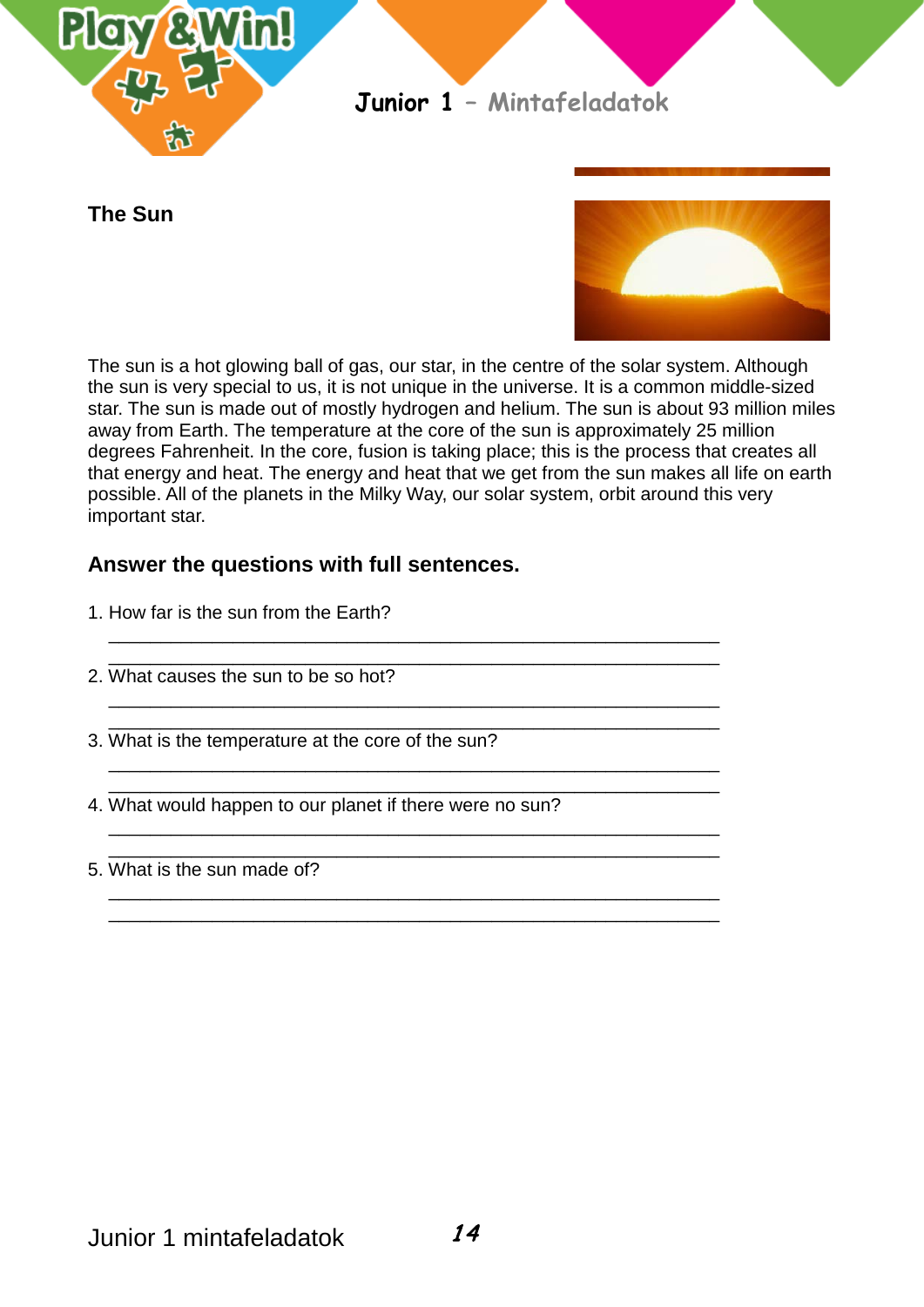## The Sun

The sun is a hot glowing ball of gas, our star, in the centre of the solar system. Although the sun is very special to us, it is not unique in the universe. It is a common middle-sized star. The sun is made out of mostly hydrogen and helium. The sun is about 93 million miles away from Earth. The temperature at the core of the sun is approximately 25 million degrees Fahrenheit. In the core, fusion is taking place; this is the process that creates all that energy and heat. The energy and heat that we get from the sun makes all life on earth possible. All of the planets in the Milky Way, our solar system, orbit around this very important star.

### Answer the questions with full sentences.

1. How far is the sun from the Earth?

   \_\_\_\_\_\_\_\_\_\_\_\_\_\_\_\_\_\_\_\_\_\_\_\_\_\_\_\_\_\_\_\_\_\_\_\_\_\_\_\_\_\_\_\_\_\_\_\_\_\_\_\_\_\_\_\_\_\_

   \_\_\_\_\_\_\_\_\_\_\_\_\_\_\_\_\_\_\_\_\_\_\_\_\_\_\_\_\_\_\_\_\_\_\_\_\_\_\_\_\_\_\_\_\_\_\_\_\_\_\_\_\_\_\_\_\_\_

2. What causes the sun to be so hot?

   \_\_\_\_\_\_\_\_\_\_\_\_\_\_\_\_\_\_\_\_\_\_\_\_\_\_\_\_\_\_\_\_\_\_\_\_\_\_\_\_\_\_\_\_\_\_\_\_\_\_\_\_\_\_\_\_\_\_

   \_\_\_\_\_\_\_\_\_\_\_\_\_\_\_\_\_\_\_\_\_\_\_\_\_\_\_\_\_\_\_\_\_\_\_\_\_\_\_\_\_\_\_\_\_\_\_\_\_\_\_\_\_\_\_\_\_\_

3. What is the temperature at the core of the sun?

   \_\_\_\_\_\_\_\_\_\_\_\_\_\_\_\_\_\_\_\_\_\_\_\_\_\_\_\_\_\_\_\_\_\_\_\_\_\_\_\_\_\_\_\_\_\_\_\_\_\_\_\_\_\_\_\_\_\_

   \_\_\_\_\_\_\_\_\_\_\_\_\_\_\_\_\_\_\_\_\_\_\_\_\_\_\_\_\_\_\_\_\_\_\_\_\_\_\_\_\_\_\_\_\_\_\_\_\_\_\_\_\_\_\_\_\_\_

4. What would happen to our planet if there were no sun?

   \_\_\_\_\_\_\_\_\_\_\_\_\_\_\_\_\_\_\_\_\_\_\_\_\_\_\_\_\_\_\_\_\_\_\_\_\_\_\_\_\_\_\_\_\_\_\_\_\_\_\_\_\_\_\_\_\_\_

   \_\_\_\_\_\_\_\_\_\_\_\_\_\_\_\_\_\_\_\_\_\_\_\_\_\_\_\_\_\_\_\_\_\_\_\_\_\_\_\_\_\_\_\_\_\_\_\_\_\_\_\_\_\_\_\_\_\_

5. What is the sun made of?

   \_\_\_\_\_\_\_\_\_\_\_\_\_\_\_\_\_\_\_\_\_\_\_\_\_\_\_\_\_\_\_\_\_\_\_\_\_\_\_\_\_\_\_\_\_\_\_\_\_\_\_\_\_\_\_\_\_\_

   \_\_\_\_\_\_\_\_\_\_\_\_\_\_\_\_\_\_\_\_\_\_\_\_\_\_\_\_\_\_\_\_\_\_\_\_\_\_\_\_\_\_\_\_\_\_\_\_\_\_\_\_\_\_\_\_\_\_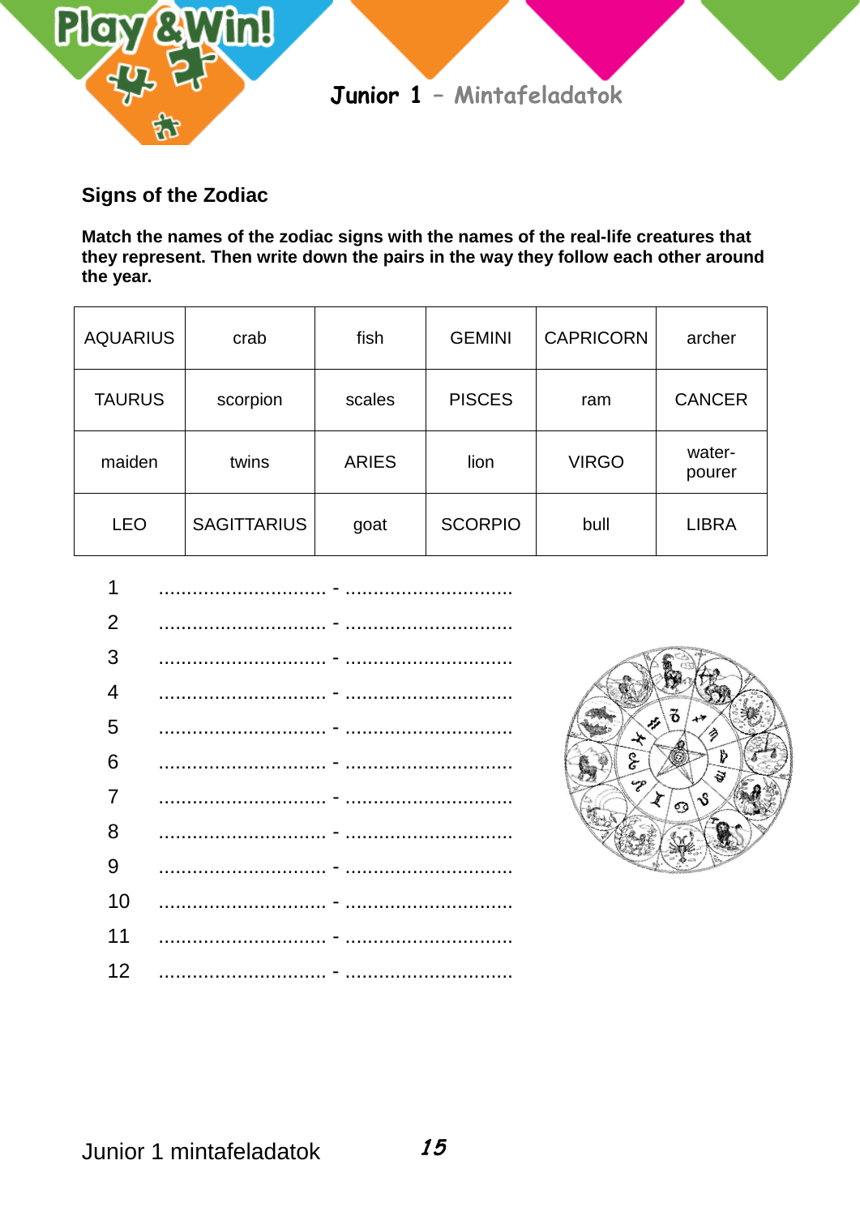## Signs of the Zodiac

**Match the names of the zodiac signs with the names of the real-life creatures that they represent. Then write down the pairs in the way they follow each other around the year.**

| AQUARIUS | crab | fish | GEMINI | CAPRICORN | archer |
|---|---|---|---|---|---|
| TAURUS | scorpion | scales | PISCES | ram | CANCER |
| maiden | twins | ARIES | lion | VIRGO | water-pourer |
| LEO | SAGITTARIUS | goat | SCORPIO | bull | LIBRA |

1 .............................. - ..............................

2 .............................. - ..............................

3 .............................. - ..............................

4 .............................. - ..............................

5 .............................. - ..............................

6 .............................. - ..............................

7 .............................. - ..............................

8 .............................. - ..............................

9 .............................. - ..............................

10 .............................. - ..............................

11 .............................. - ..............................

12 .............................. - ..............................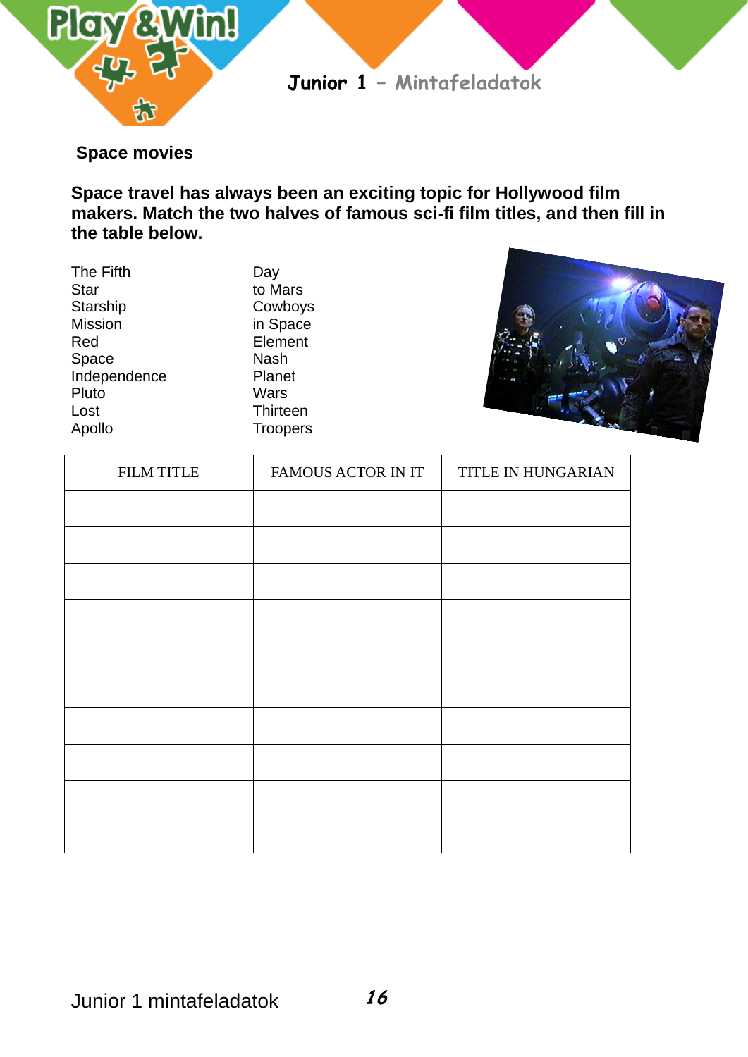## Space movies

**Space travel has always been an exciting topic for Hollywood film makers. Match the two halves of famous sci-fi film titles, and then fill in the table below.**

| | |
|---|---|
| The Fifth | Day |
| Star | to Mars |
| Starship | Cowboys |
| Mission | in Space |
| Red | Element |
| Space | Nash |
| Independence | Planet |
| Pluto | Wars |
| Lost | Thirteen |
| Apollo | Troopers |

| FILM TITLE | FAMOUS ACTOR IN IT | TITLE IN HUNGARIAN |
|---|---|---|
| | | |
| | | |
| | | |
| | | |
| | | |
| | | |
| | | |
| | | |
| | | |
| | | |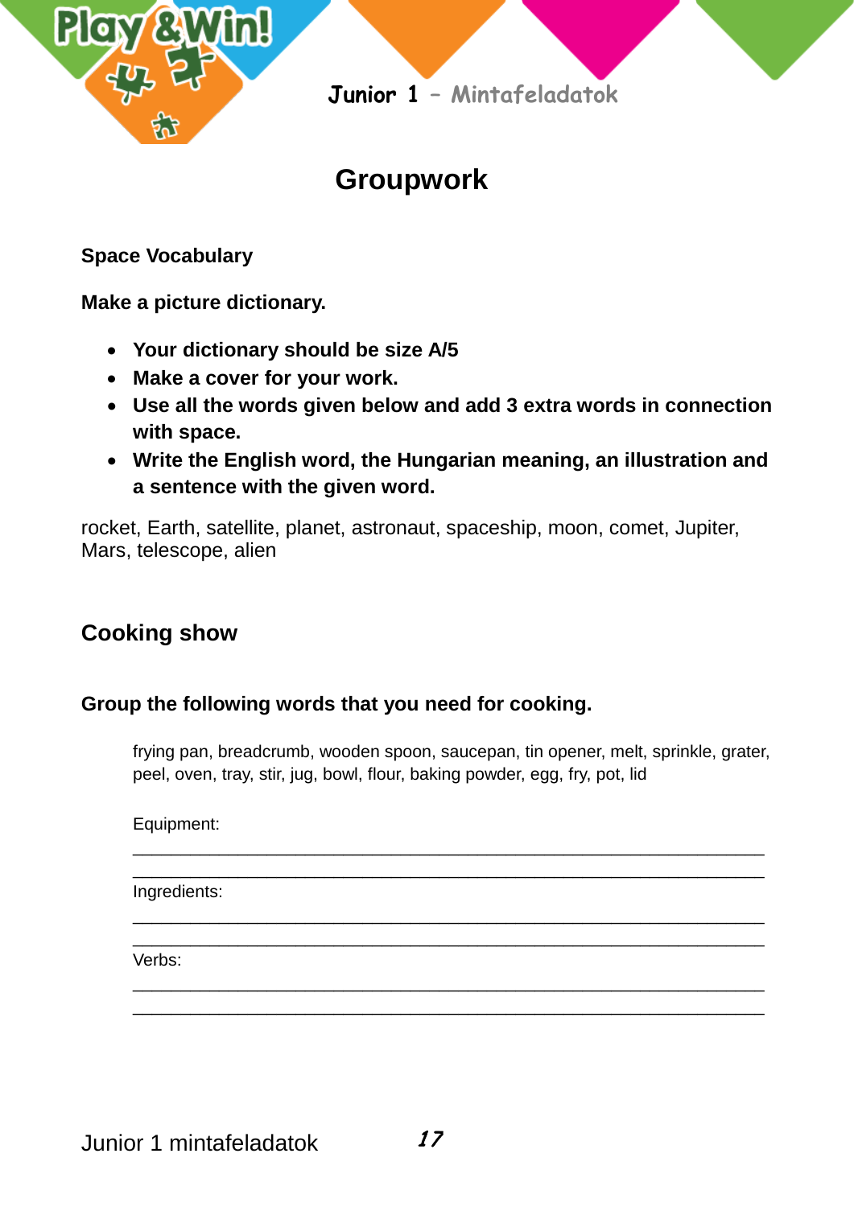# Groupwork

**Space Vocabulary**

**Make a picture dictionary.**

- **Your dictionary should be size A/5**
- **Make a cover for your work.**
- **Use all the words given below and add 3 extra words in connection with space.**
- **Write the English word, the Hungarian meaning, an illustration and a sentence with the given word.**

rocket, Earth, satellite, planet, astronaut, spaceship, moon, comet, Jupiter, Mars, telescope, alien

## Cooking show

**Group the following words that you need for cooking.**

frying pan, breadcrumb, wooden spoon, saucepan, tin opener, melt, sprinkle, grater, peel, oven, tray, stir, jug, bowl, flour, baking powder, egg, fry, pot, lid

Equipment:

______________________________________________________________

______________________________________________________________

Ingredients:

______________________________________________________________

______________________________________________________________

Verbs:

______________________________________________________________

______________________________________________________________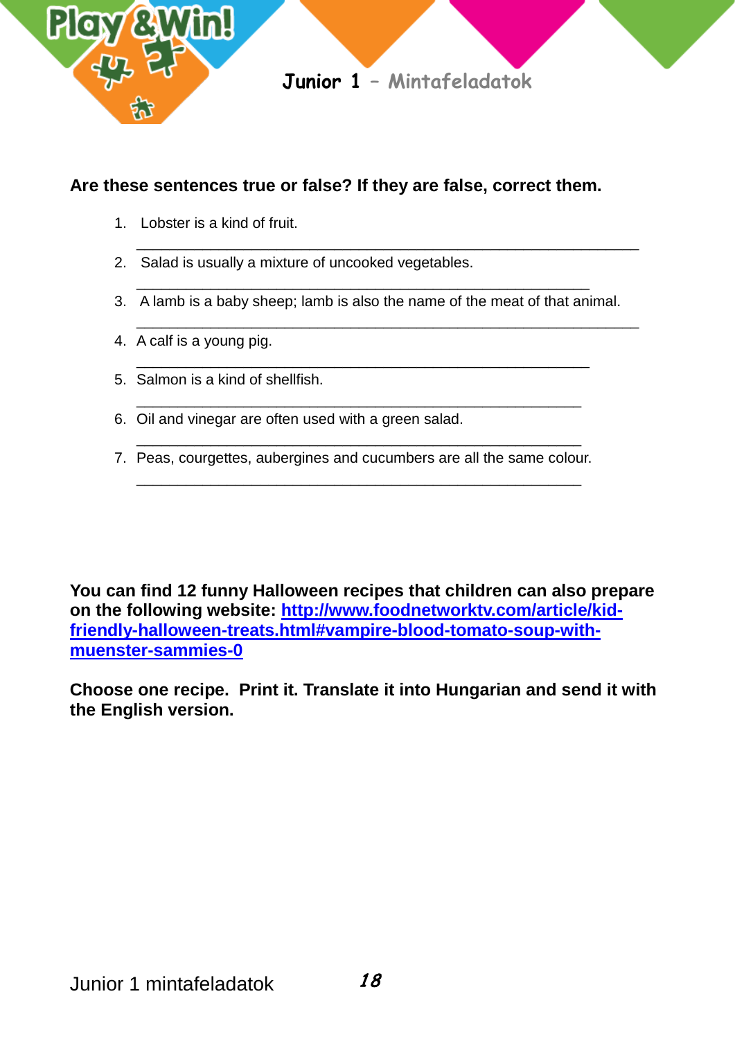**Are these sentences true or false? If they are false, correct them.**

1. Lobster is a kind of fruit.

   ______________________________________________________

2. Salad is usually a mixture of uncooked vegetables.

   ______________________________________________________

3. A lamb is a baby sheep; lamb is also the name of the meat of that animal.

   ______________________________________________________

4. A calf is a young pig.

   ______________________________________________________

5. Salmon is a kind of shellfish.

   ______________________________________________________

6. Oil and vinegar are often used with a green salad.

   ______________________________________________________

7. Peas, courgettes, aubergines and cucumbers are all the same colour.

   ______________________________________________________

**You can find 12 funny Halloween recipes that children can also prepare on the following website: [http://www.foodnetworktv.com/article/kid-friendly-halloween-treats.html#vampire-blood-tomato-soup-with-muenster-sammies-0](http://www.foodnetworktv.com/article/kid-friendly-halloween-treats.html#vampire-blood-tomato-soup-with-muenster-sammies-0)**

**Choose one recipe. Print it. Translate it into Hungarian and send it with the English version.**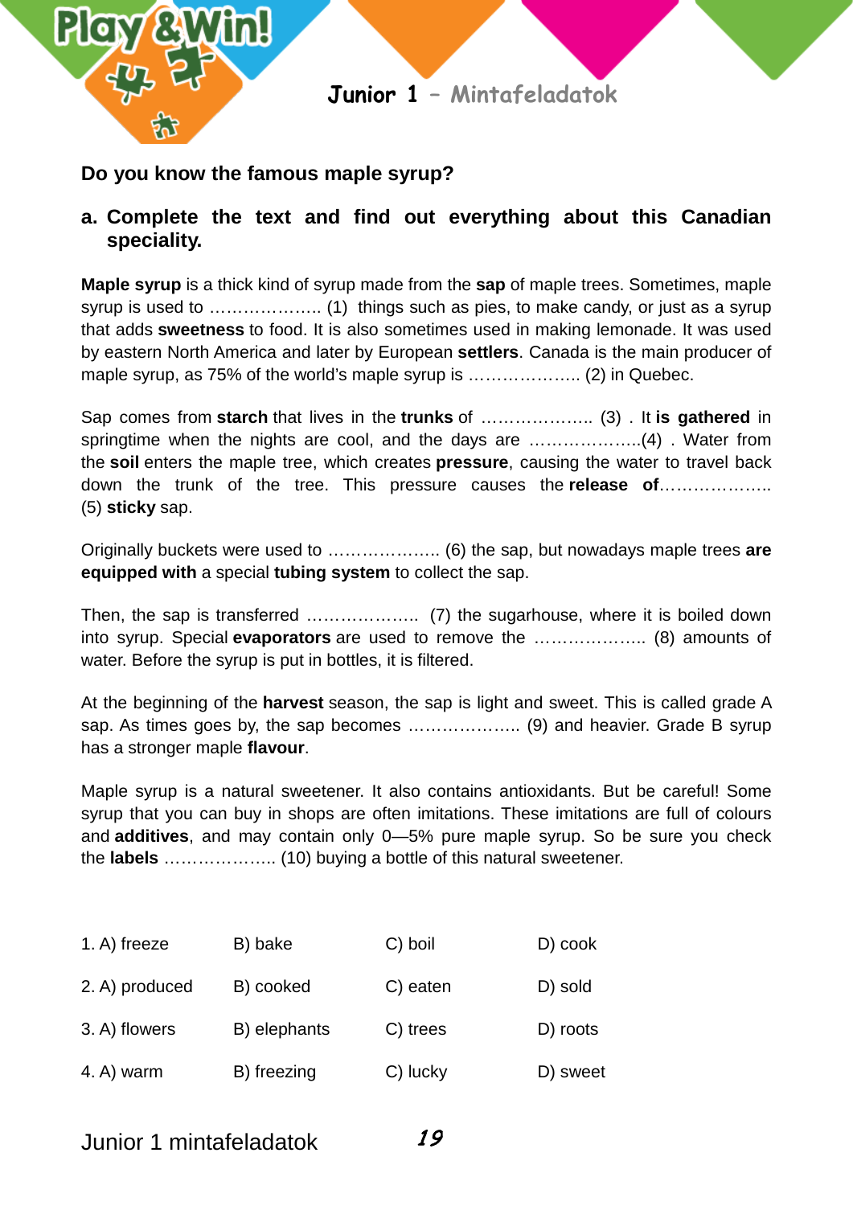## Do you know the famous maple syrup?

### a. Complete the text and find out everything about this Canadian speciality.

**Maple syrup** is a thick kind of syrup made from the **sap** of maple trees. Sometimes, maple syrup is used to ……………….. (1) things such as pies, to make candy, or just as a syrup that adds **sweetness** to food. It is also sometimes used in making lemonade. It was used by eastern North America and later by European **settlers**. Canada is the main producer of maple syrup, as 75% of the world's maple syrup is ……………….. (2) in Quebec.

Sap comes from **starch** that lives in the **trunks** of ……………….. (3) . It **is gathered** in springtime when the nights are cool, and the days are ………………..(4) . Water from the **soil** enters the maple tree, which creates **pressure**, causing the water to travel back down the trunk of the tree. This pressure causes the **release of**……………….. (5) **sticky** sap.

Originally buckets were used to ……………….. (6) the sap, but nowadays maple trees **are equipped with** a special **tubing system** to collect the sap.

Then, the sap is transferred ……………….. (7) the sugarhouse, where it is boiled down into syrup. Special **evaporators** are used to remove the ……………….. (8) amounts of water. Before the syrup is put in bottles, it is filtered.

At the beginning of the **harvest** season, the sap is light and sweet. This is called grade A sap. As times goes by, the sap becomes ……………….. (9) and heavier. Grade B syrup has a stronger maple **flavour**.

Maple syrup is a natural sweetener. It also contains antioxidants. But be careful! Some syrup that you can buy in shops are often imitations. These imitations are full of colours and **additives**, and may contain only 0—5% pure maple syrup. So be sure you check the **labels** ……………….. (10) buying a bottle of this natural sweetener.

1. A) freeze B) bake C) boil D) cook
2. A) produced B) cooked C) eaten D) sold
3. A) flowers B) elephants C) trees D) roots
4. A) warm B) freezing C) lucky D) sweet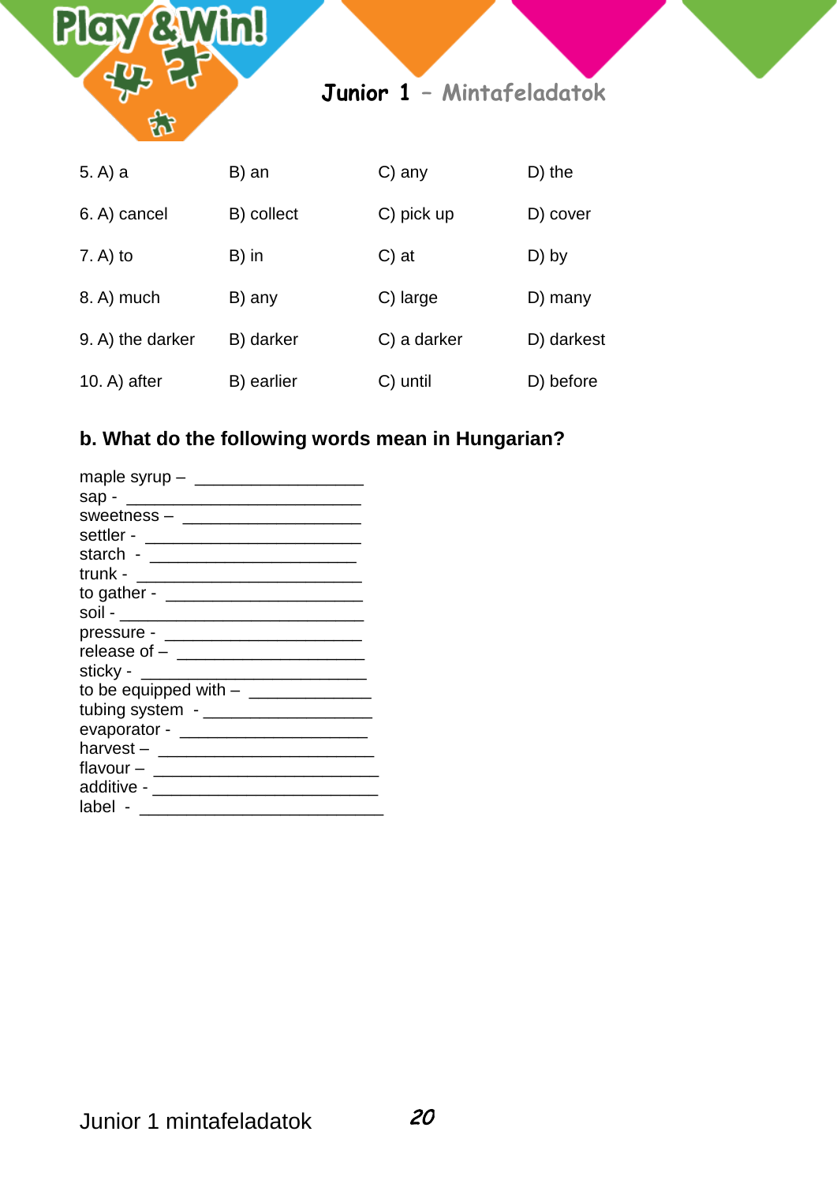| | | | |
|---|---|---|---|
| 5. A) a | B) an | C) any | D) the |
| 6. A) cancel | B) collect | C) pick up | D) cover |
| 7. A) to | B) in | C) at | D) by |
| 8. A) much | B) any | C) large | D) many |
| 9. A) the darker | B) darker | C) a darker | D) darkest |
| 10. A) after | B) earlier | C) until | D) before |

**b. What do the following words mean in Hungarian?**

maple syrup – ___________________
sap - ___________________________
sweetness – ____________________
settler - ________________________
starch - _______________________
trunk - _________________________
to gather - ______________________
soil - ___________________________
pressure - ______________________
release of – _____________________
sticky - _________________________
to be equipped with – _____________
tubing system - ___________________
evaporator - _____________________
harvest – ________________________
flavour – _________________________
additive - _________________________
label - ____________________________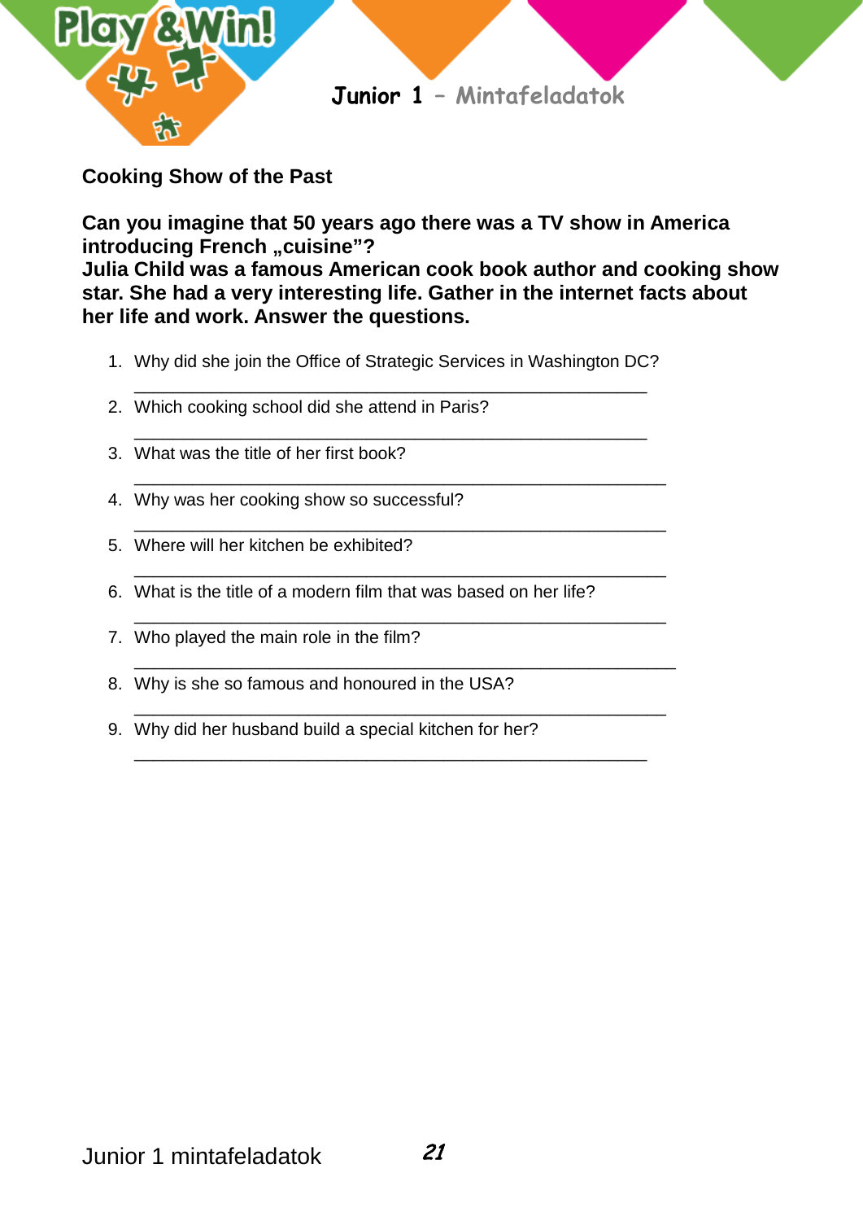## Cooking Show of the Past

**Can you imagine that 50 years ago there was a TV show in America introducing French „cuisine”?**
**Julia Child was a famous American cook book author and cooking show star. She had a very interesting life. Gather in the internet facts about her life and work. Answer the questions.**

1. Why did she join the Office of Strategic Services in Washington DC?
   ______________________________________________________
2. Which cooking school did she attend in Paris?
   ______________________________________________________
3. What was the title of her first book?
   ______________________________________________________
4. Why was her cooking show so successful?
   ______________________________________________________
5. Where will her kitchen be exhibited?
   ______________________________________________________
6. What is the title of a modern film that was based on her life?
   ______________________________________________________
7. Who played the main role in the film?
   ______________________________________________________
8. Why is she so famous and honoured in the USA?
   ______________________________________________________
9. Why did her husband build a special kitchen for her?
   ______________________________________________________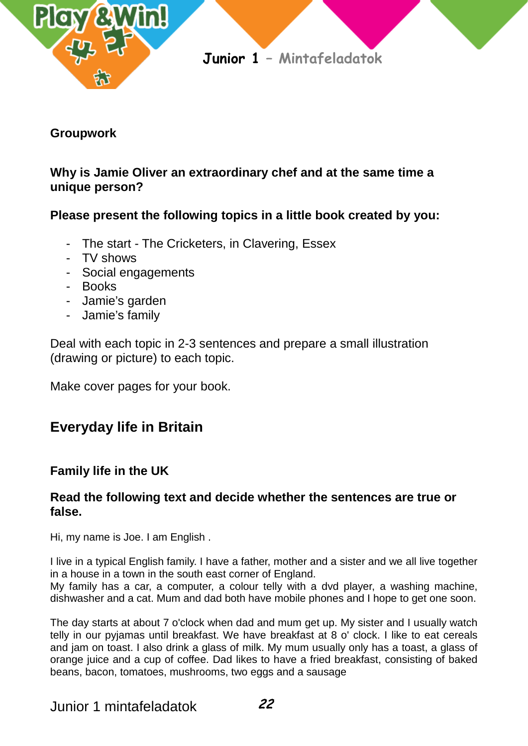**Groupwork**

**Why is Jamie Oliver an extraordinary chef and at the same time a unique person?**

**Please present the following topics in a little book created by you:**

- The start - The Cricketers, in Clavering, Essex
- TV shows
- Social engagements
- Books
- Jamie's garden
- Jamie's family

Deal with each topic in 2-3 sentences and prepare a small illustration (drawing or picture) to each topic.

Make cover pages for your book.

## Everyday life in Britain

### Family life in the UK

**Read the following text and decide whether the sentences are true or false.**

Hi, my name is Joe. I am English .

I live in a typical English family. I have a father, mother and a sister and we all live together in a house in a town in the south east corner of England.
My family has a car, a computer, a colour telly with a dvd player, a washing machine, dishwasher and a cat. Mum and dad both have mobile phones and I hope to get one soon.

The day starts at about 7 o'clock when dad and mum get up. My sister and I usually watch telly in our pyjamas until breakfast. We have breakfast at 8 o' clock. I like to eat cereals and jam on toast. I also drink a glass of milk. My mum usually only has a toast, a glass of orange juice and a cup of coffee. Dad likes to have a fried breakfast, consisting of baked beans, bacon, tomatoes, mushrooms, two eggs and a sausage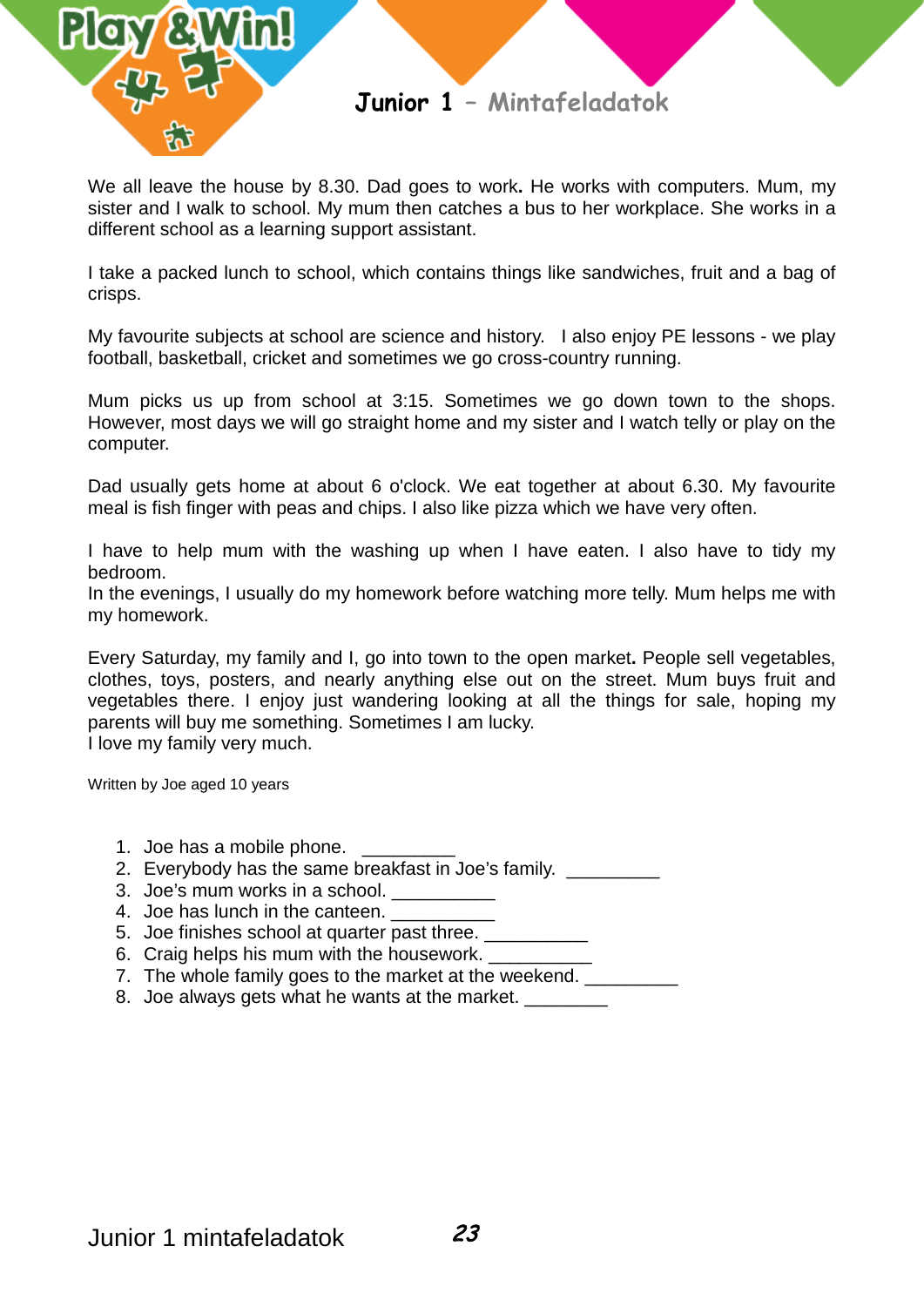We all leave the house by 8.30. Dad goes to work**.** He works with computers. Mum, my sister and I walk to school. My mum then catches a bus to her workplace. She works in a different school as a learning support assistant.

I take a packed lunch to school, which contains things like sandwiches, fruit and a bag of crisps.

My favourite subjects at school are science and history. I also enjoy PE lessons - we play football, basketball, cricket and sometimes we go cross-country running.

Mum picks us up from school at 3:15. Sometimes we go down town to the shops. However, most days we will go straight home and my sister and I watch telly or play on the computer.

Dad usually gets home at about 6 o'clock. We eat together at about 6.30. My favourite meal is fish finger with peas and chips. I also like pizza which we have very often.

I have to help mum with the washing up when I have eaten. I also have to tidy my bedroom.
In the evenings, I usually do my homework before watching more telly. Mum helps me with my homework.

Every Saturday, my family and I, go into town to the open market**.** People sell vegetables, clothes, toys, posters, and nearly anything else out on the street. Mum buys fruit and vegetables there. I enjoy just wandering looking at all the things for sale, hoping my parents will buy me something. Sometimes I am lucky.
I love my family very much.

Written by Joe aged 10 years

1. Joe has a mobile phone. _________
2. Everybody has the same breakfast in Joe's family. _________
3. Joe's mum works in a school. __________
4. Joe has lunch in the canteen. __________
5. Joe finishes school at quarter past three. __________
6. Craig helps his mum with the housework. __________
7. The whole family goes to the market at the weekend. _________
8. Joe always gets what he wants at the market. ________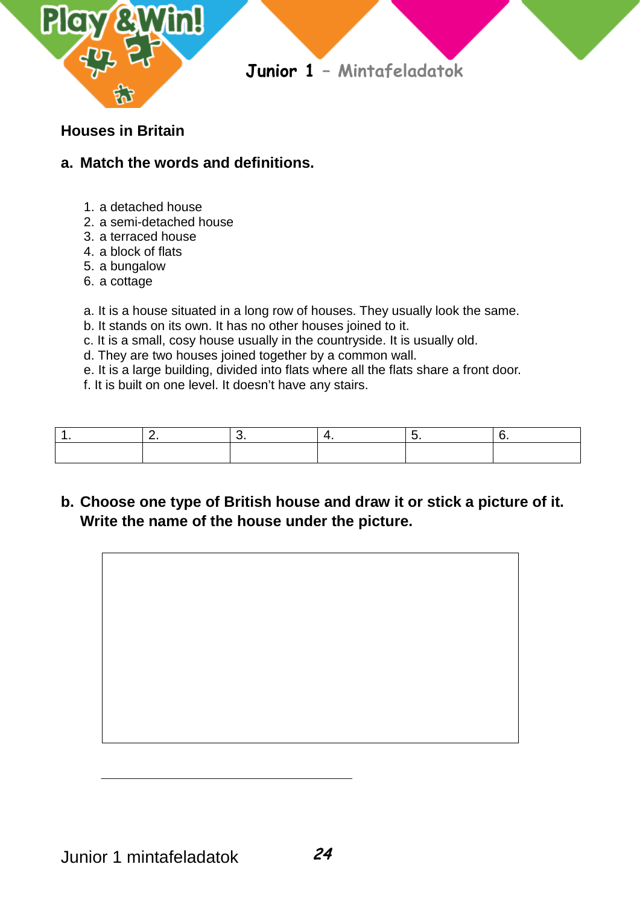## Houses in Britain

### a. Match the words and definitions.

1. a detached house
2. a semi-detached house
3. a terraced house
4. a block of flats
5. a bungalow
6. a cottage

a. It is a house situated in a long row of houses. They usually look the same.
b. It stands on its own. It has no other houses joined to it.
c. It is a small, cosy house usually in the countryside. It is usually old.
d. They are two houses joined together by a common wall.
e. It is a large building, divided into flats where all the flats share a front door.
f. It is built on one level. It doesn't have any stairs.

| 1. | 2. | 3. | 4. | 5. | 6. |
|---|---|---|---|---|---|
| | | | | | |

### b. Choose one type of British house and draw it or stick a picture of it. Write the name of the house under the picture.

______________________________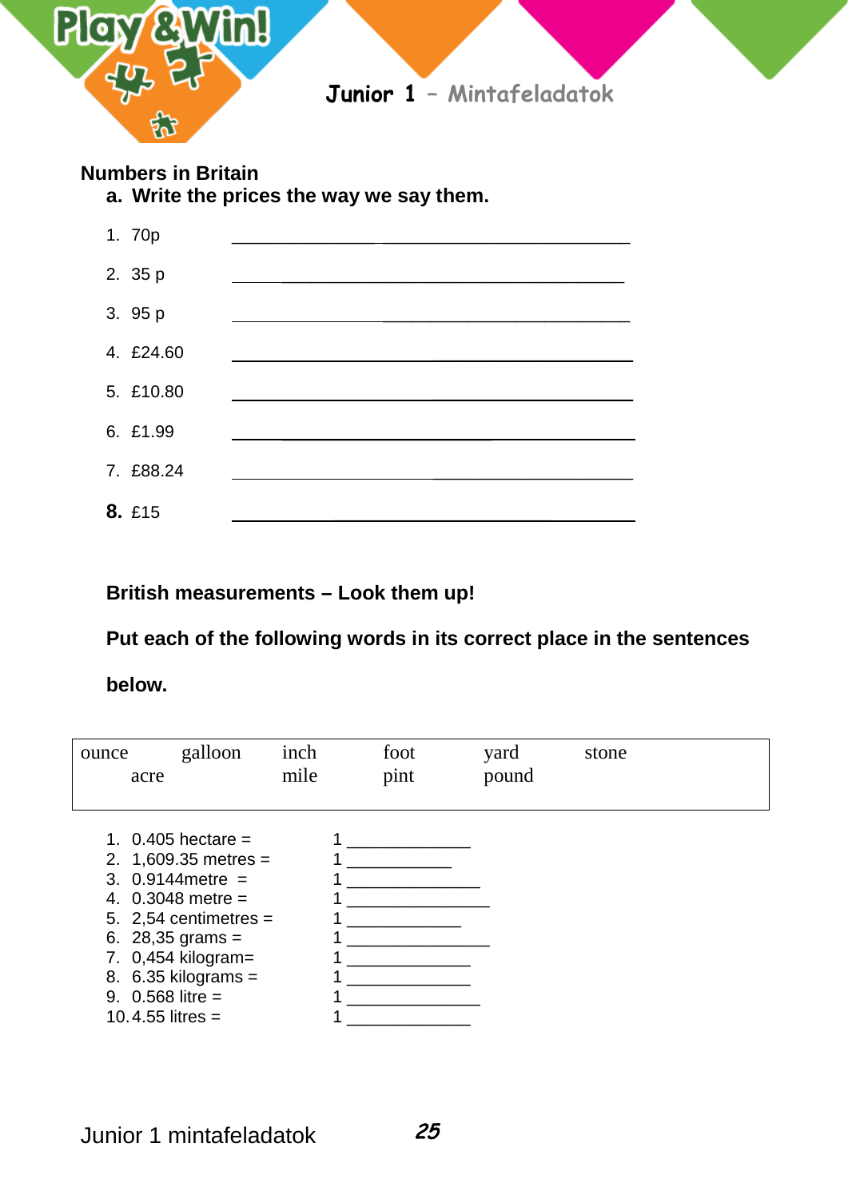## Numbers in Britain

**a. Write the prices the way we say them.**

1. 70p ________________________________________
2. 35 p ________________________________________
3. 95 p ________________________________________
4. £24.60 ________________________________________
5. £10.80 ________________________________________
6. £1.99 ________________________________________
7. £88.24 ________________________________________
8. £15 ________________________________________

**British measurements – Look them up!**

**Put each of the following words in its correct place in the sentences below.**

| ounce | galloon | inch | foot | yard | stone |
|---|---|---|---|---|---|
| acre | | mile | pint | pound | |

1. 0.405 hectare = 1 ____________
2. 1,609.35 metres = 1 __________
3. 0.9144metre = 1 _____________
4. 0.3048 metre = 1 ______________
5. 2,54 centimetres = 1 ___________
6. 28,35 grams = 1 ______________
7. 0,454 kilogram= 1 ____________
8. 6.35 kilograms = 1 ____________
9. 0.568 litre = 1 _____________
10. 4.55 litres = 1 ____________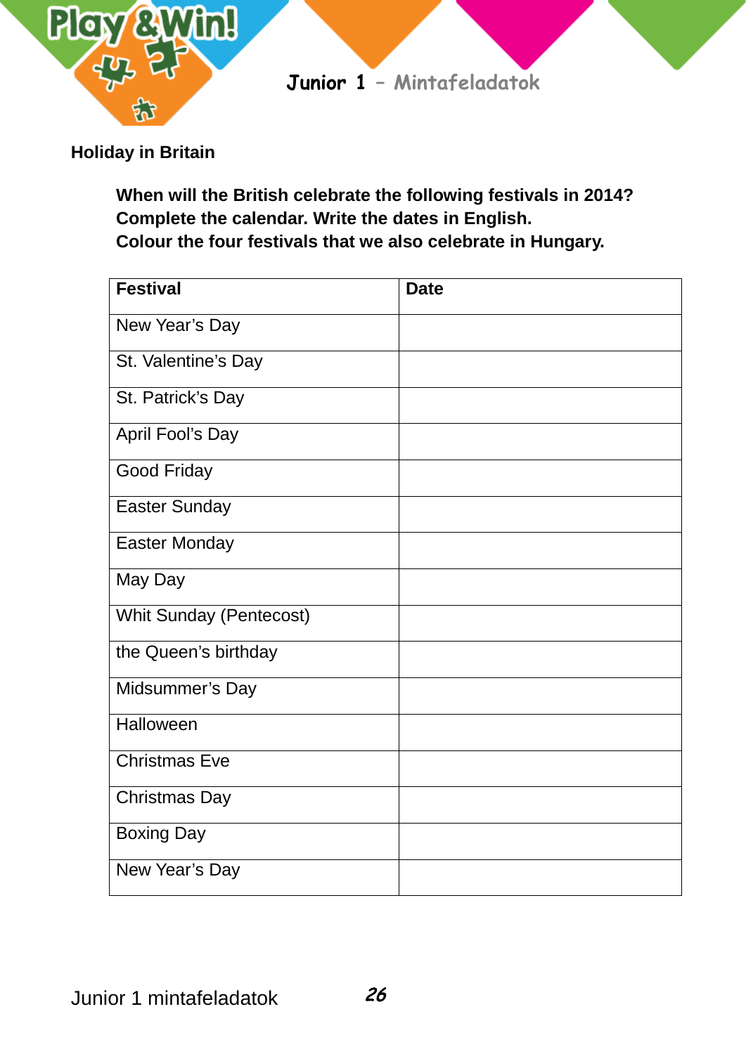## Holiday in Britain

**When will the British celebrate the following festivals in 2014?**
**Complete the calendar. Write the dates in English.**
**Colour the four festivals that we also celebrate in Hungary.**

| Festival | Date |
|---|---|
| New Year's Day | |
| St. Valentine's Day | |
| St. Patrick's Day | |
| April Fool's Day | |
| Good Friday | |
| Easter Sunday | |
| Easter Monday | |
| May Day | |
| Whit Sunday (Pentecost) | |
| the Queen's birthday | |
| Midsummer's Day | |
| Halloween | |
| Christmas Eve | |
| Christmas Day | |
| Boxing Day | |
| New Year's Day | |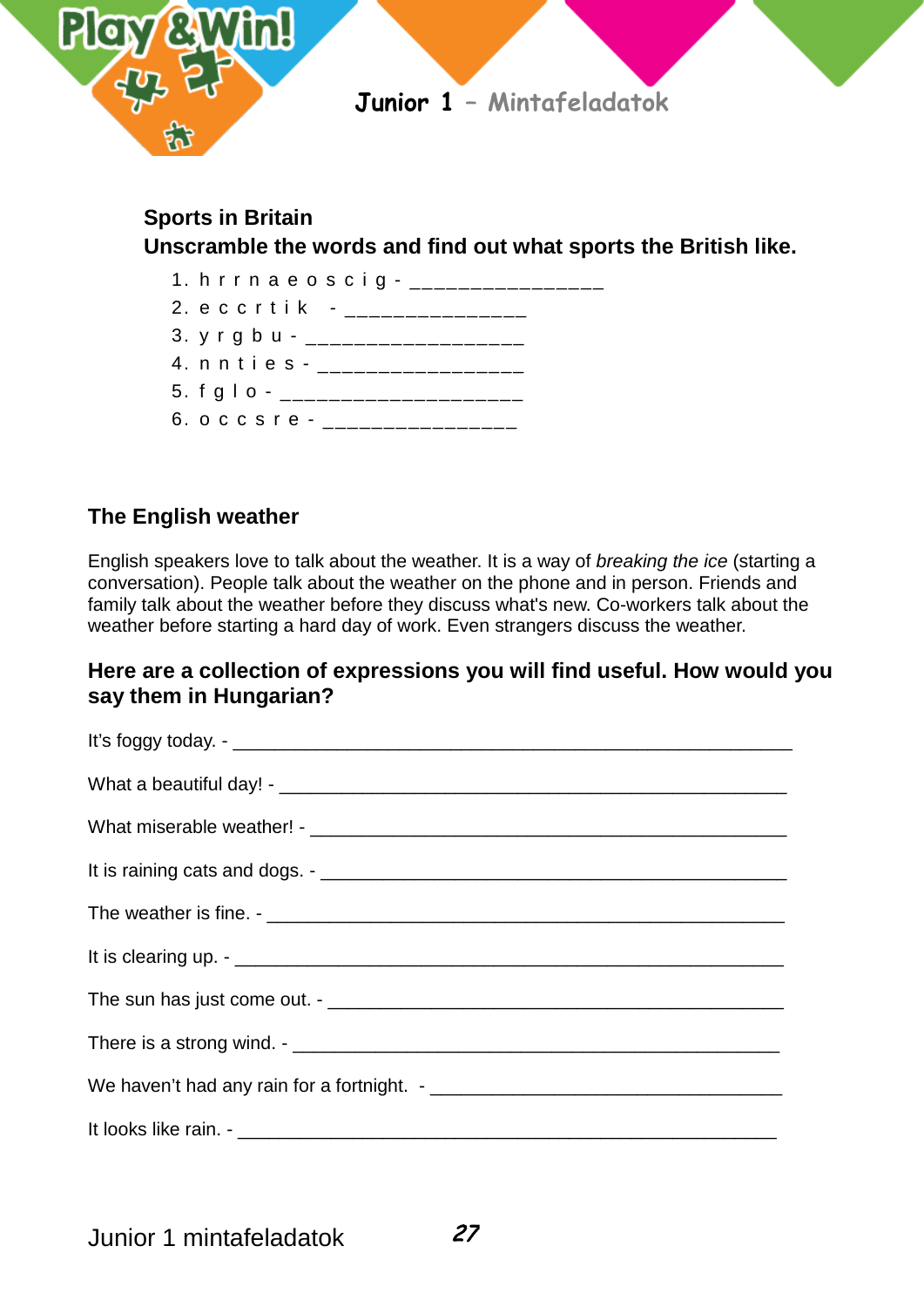**Sports in Britain**

**Unscramble the words and find out what sports the British like.**

1. h r r n a e o s c i g - ________________
2. e c c r t i k - ________________
3. y r g b u - ___________________
4. n n t i e s - _________________
5. f g l o - ____________________
6. o c c s r e - ________________

## The English weather

English speakers love to talk about the weather. It is a way of *breaking the ice* (starting a conversation). People talk about the weather on the phone and in person. Friends and family talk about the weather before they discuss what's new. Co-workers talk about the weather before starting a hard day of work. Even strangers discuss the weather.

**Here are a collection of expressions you will find useful. How would you say them in Hungarian?**

It's foggy today. - ________________________________________________

What a beautiful day! - ______________________________________________

What miserable weather! - ____________________________________________

It is raining cats and dogs. - __________________________________________

The weather is fine. - _______________________________________________

It is clearing up. - _________________________________________________

The sun has just come out. - __________________________________________

There is a strong wind. - _____________________________________________

We haven't had any rain for a fortnight. - ___________________________

It looks like rain. - ________________________________________________